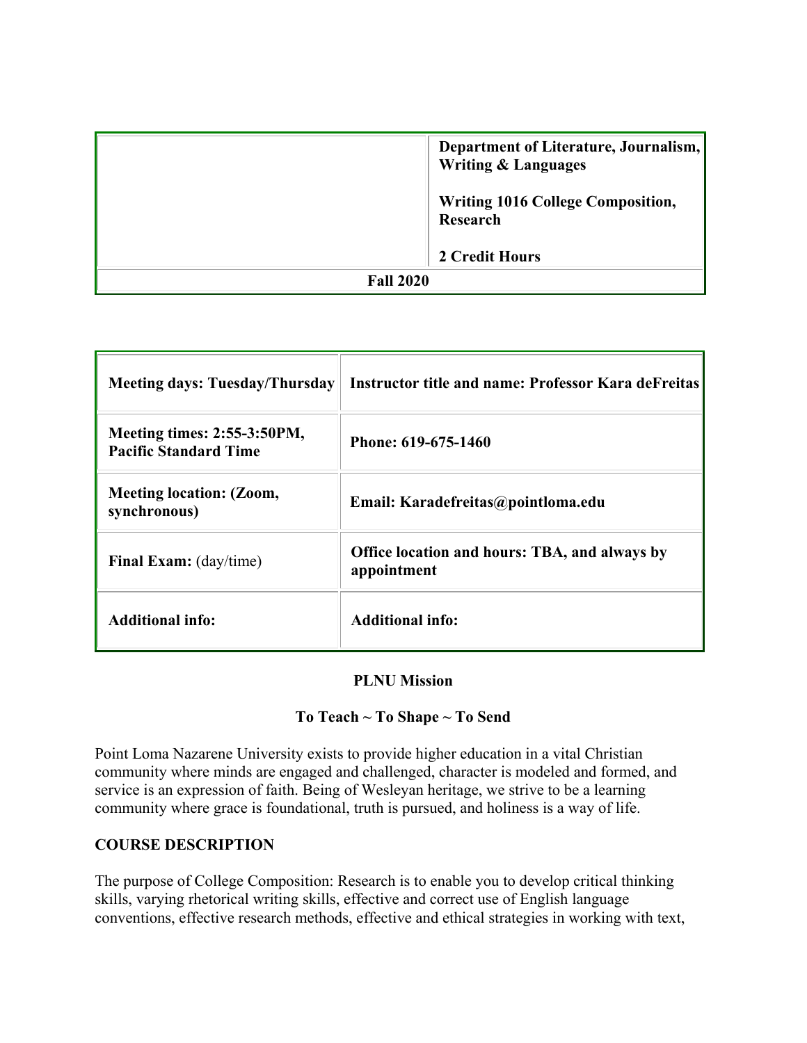| | Department of Literature, Journalism, Writing & Languages<br><br>Writing 1016 College Composition, Research<br><br>2 Credit Hours |
|---|---|
| **Fall 2020** | |

| **Meeting days: Tuesday/Thursday** | **Instructor title and name: Professor Kara deFreitas** |
|---|---|
| **Meeting times: 2:55-3:50PM, Pacific Standard Time** | **Phone: 619-675-1460** |
| **Meeting location: (Zoom, synchronous)** | **Email: Karadefreitas@pointloma.edu** |
| **Final Exam:** (day/time) | **Office location and hours: TBA, and always by appointment** |
| **Additional info:** | **Additional info:** |

**PLNU Mission**

**To Teach ~ To Shape ~ To Send**

Point Loma Nazarene University exists to provide higher education in a vital Christian community where minds are engaged and challenged, character is modeled and formed, and service is an expression of faith. Being of Wesleyan heritage, we strive to be a learning community where grace is foundational, truth is pursued, and holiness is a way of life.

## COURSE DESCRIPTION

The purpose of College Composition: Research is to enable you to develop critical thinking skills, varying rhetorical writing skills, effective and correct use of English language conventions, effective research methods, effective and ethical strategies in working with text,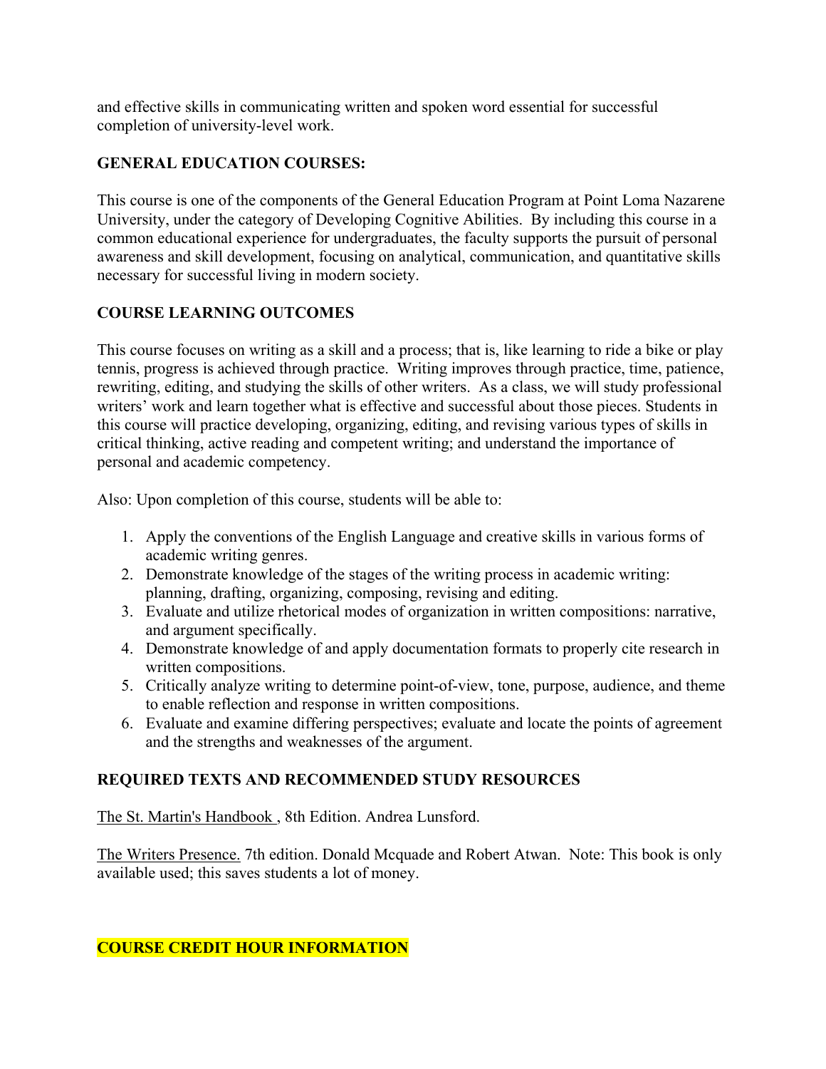and effective skills in communicating written and spoken word essential for successful completion of university-level work.

## GENERAL EDUCATION COURSES:

This course is one of the components of the General Education Program at Point Loma Nazarene University, under the category of Developing Cognitive Abilities. By including this course in a common educational experience for undergraduates, the faculty supports the pursuit of personal awareness and skill development, focusing on analytical, communication, and quantitative skills necessary for successful living in modern society.

## COURSE LEARNING OUTCOMES

This course focuses on writing as a skill and a process; that is, like learning to ride a bike or play tennis, progress is achieved through practice. Writing improves through practice, time, patience, rewriting, editing, and studying the skills of other writers. As a class, we will study professional writers' work and learn together what is effective and successful about those pieces. Students in this course will practice developing, organizing, editing, and revising various types of skills in critical thinking, active reading and competent writing; and understand the importance of personal and academic competency.

Also: Upon completion of this course, students will be able to:

1. Apply the conventions of the English Language and creative skills in various forms of academic writing genres.
2. Demonstrate knowledge of the stages of the writing process in academic writing: planning, drafting, organizing, composing, revising and editing.
3. Evaluate and utilize rhetorical modes of organization in written compositions: narrative, and argument specifically.
4. Demonstrate knowledge of and apply documentation formats to properly cite research in written compositions.
5. Critically analyze writing to determine point-of-view, tone, purpose, audience, and theme to enable reflection and response in written compositions.
6. Evaluate and examine differing perspectives; evaluate and locate the points of agreement and the strengths and weaknesses of the argument.

## REQUIRED TEXTS AND RECOMMENDED STUDY RESOURCES

The St. Martin's Handbook , 8th Edition. Andrea Lunsford.

The Writers Presence. 7th edition. Donald Mcquade and Robert Atwan. Note: This book is only available used; this saves students a lot of money.

## COURSE CREDIT HOUR INFORMATION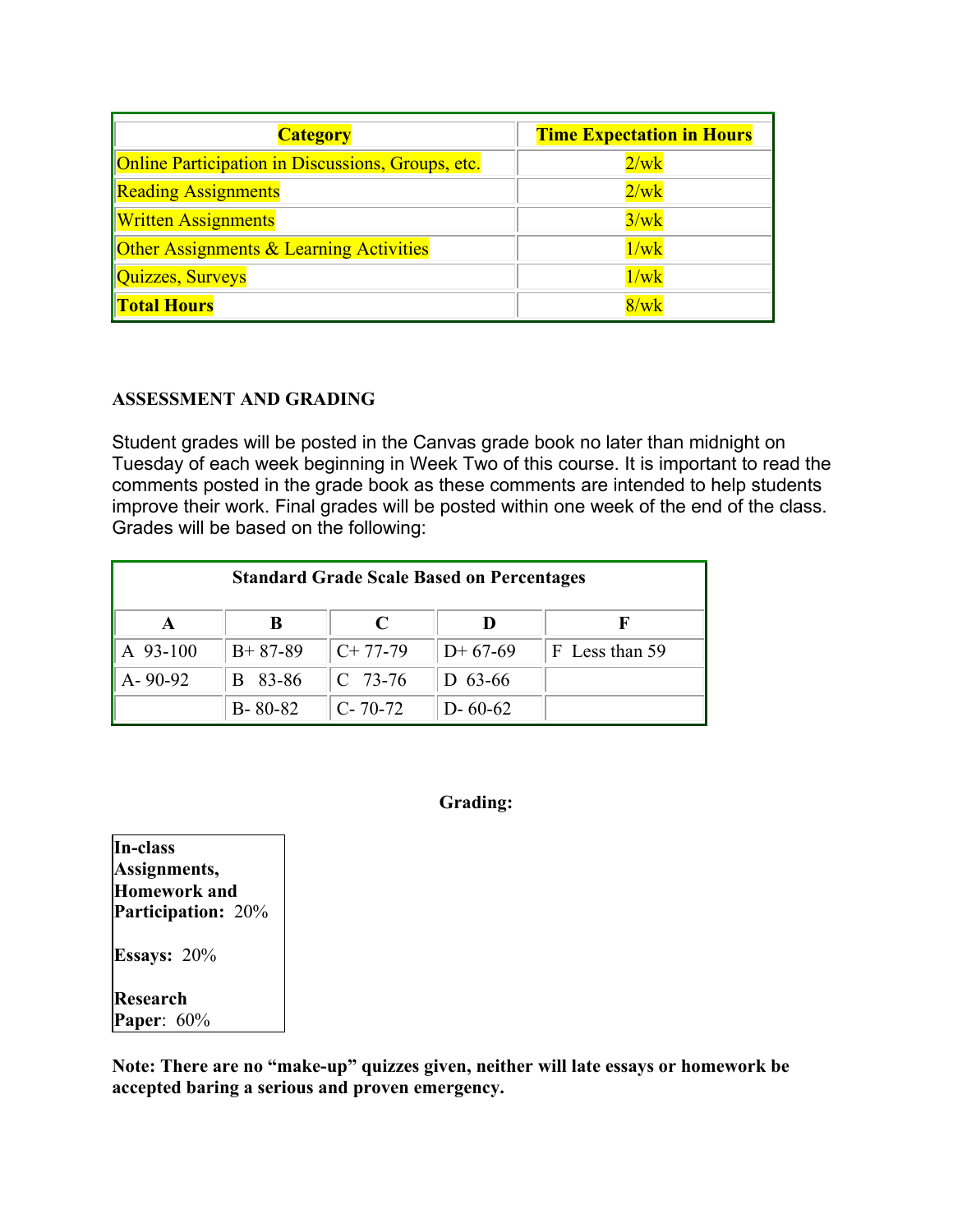| Category | Time Expectation in Hours |
|---|---|
| Online Participation in Discussions, Groups, etc. | 2/wk |
| Reading Assignments | 2/wk |
| Written Assignments | 3/wk |
| Other Assignments & Learning Activities | 1/wk |
| Quizzes, Surveys | 1/wk |
| **Total Hours** | 8/wk |

**ASSESSMENT AND GRADING**

Student grades will be posted in the Canvas grade book no later than midnight on Tuesday of each week beginning in Week Two of this course. It is important to read the comments posted in the grade book as these comments are intended to help students improve their work. Final grades will be posted within one week of the end of the class. Grades will be based on the following:

| **Standard Grade Scale Based on Percentages** | | | | |
|---|---|---|---|---|
| **A** | **B** | **C** | **D** | **F** |
| A 93-100 | B+ 87-89 | C+ 77-79 | D+ 67-69 | F Less than 59 |
| A- 90-92 | B 83-86 | C 73-76 | D 63-66 | |
| | B- 80-82 | C- 70-72 | D- 60-62 | |

**Grading:**

**In-class Assignments, Homework and Participation:** 20%

**Essays:** 20%

**Research Paper**: 60%

**Note: There are no "make-up" quizzes given, neither will late essays or homework be accepted baring a serious and proven emergency.**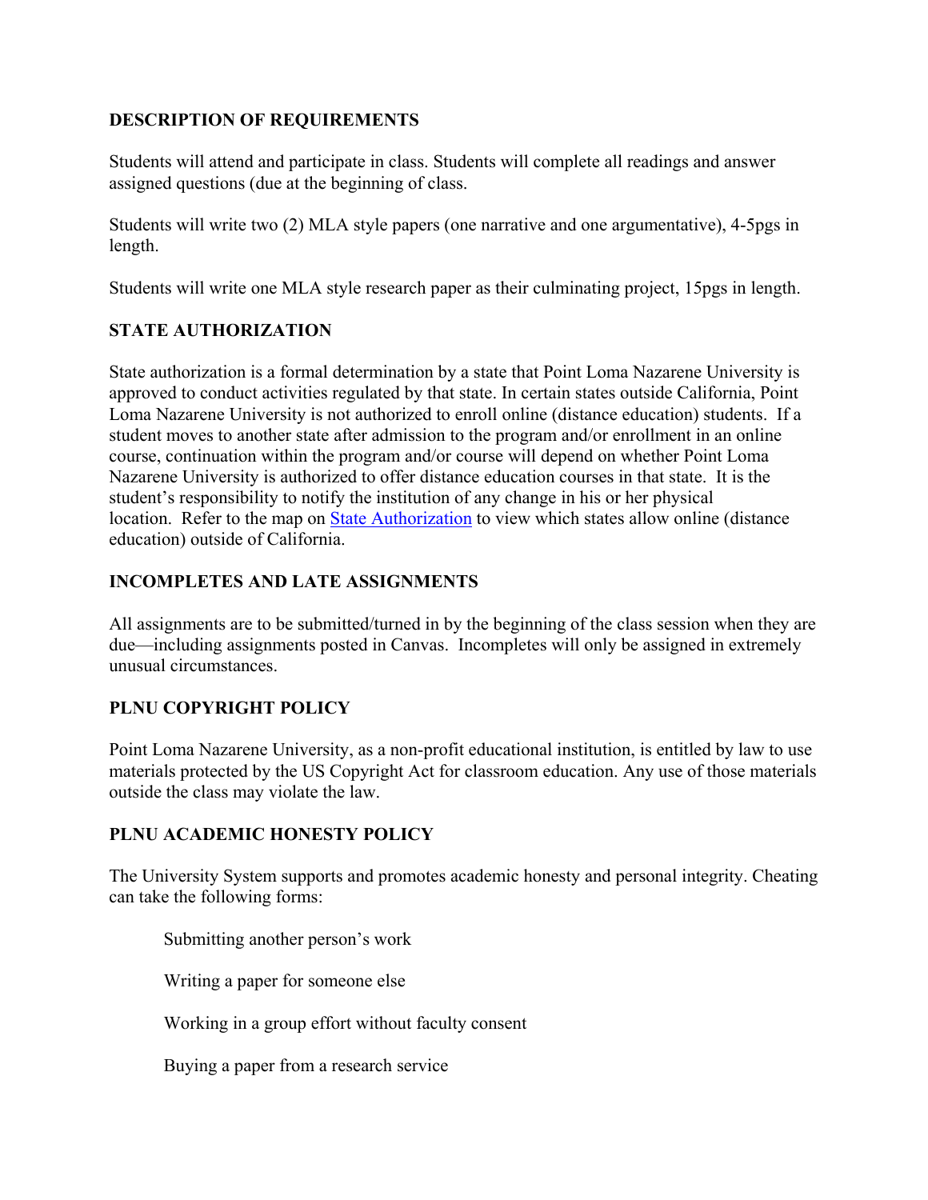## DESCRIPTION OF REQUIREMENTS

Students will attend and participate in class. Students will complete all readings and answer assigned questions (due at the beginning of class.

Students will write two (2) MLA style papers (one narrative and one argumentative), 4-5pgs in length.

Students will write one MLA style research paper as their culminating project, 15pgs in length.

## STATE AUTHORIZATION

State authorization is a formal determination by a state that Point Loma Nazarene University is approved to conduct activities regulated by that state. In certain states outside California, Point Loma Nazarene University is not authorized to enroll online (distance education) students. If a student moves to another state after admission to the program and/or enrollment in an online course, continuation within the program and/or course will depend on whether Point Loma Nazarene University is authorized to offer distance education courses in that state. It is the student's responsibility to notify the institution of any change in his or her physical location. Refer to the map on State Authorization to view which states allow online (distance education) outside of California.

## INCOMPLETES AND LATE ASSIGNMENTS

All assignments are to be submitted/turned in by the beginning of the class session when they are due—including assignments posted in Canvas. Incompletes will only be assigned in extremely unusual circumstances.

## PLNU COPYRIGHT POLICY

Point Loma Nazarene University, as a non-profit educational institution, is entitled by law to use materials protected by the US Copyright Act for classroom education. Any use of those materials outside the class may violate the law.

## PLNU ACADEMIC HONESTY POLICY

The University System supports and promotes academic honesty and personal integrity. Cheating can take the following forms:

Submitting another person's work

Writing a paper for someone else

Working in a group effort without faculty consent

Buying a paper from a research service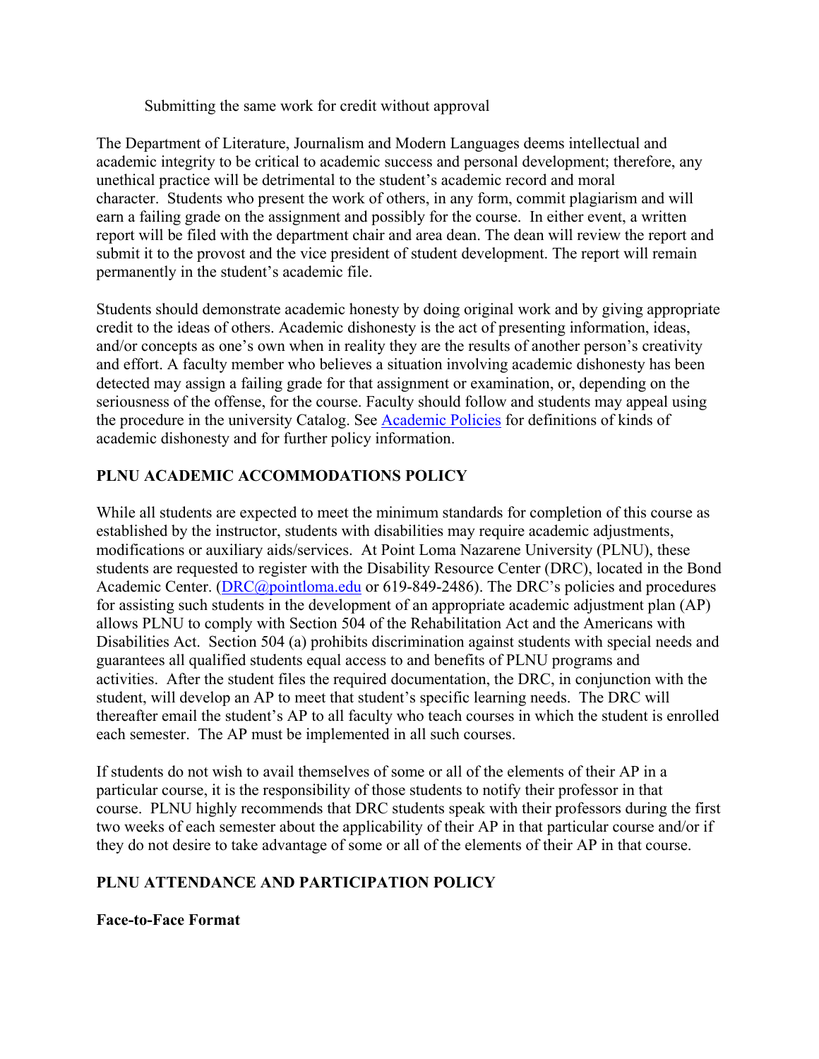Submitting the same work for credit without approval

The Department of Literature, Journalism and Modern Languages deems intellectual and academic integrity to be critical to academic success and personal development; therefore, any unethical practice will be detrimental to the student's academic record and moral character. Students who present the work of others, in any form, commit plagiarism and will earn a failing grade on the assignment and possibly for the course. In either event, a written report will be filed with the department chair and area dean. The dean will review the report and submit it to the provost and the vice president of student development. The report will remain permanently in the student's academic file.

Students should demonstrate academic honesty by doing original work and by giving appropriate credit to the ideas of others. Academic dishonesty is the act of presenting information, ideas, and/or concepts as one's own when in reality they are the results of another person's creativity and effort. A faculty member who believes a situation involving academic dishonesty has been detected may assign a failing grade for that assignment or examination, or, depending on the seriousness of the offense, for the course. Faculty should follow and students may appeal using the procedure in the university Catalog. See Academic Policies for definitions of kinds of academic dishonesty and for further policy information.

## PLNU ACADEMIC ACCOMMODATIONS POLICY

While all students are expected to meet the minimum standards for completion of this course as established by the instructor, students with disabilities may require academic adjustments, modifications or auxiliary aids/services. At Point Loma Nazarene University (PLNU), these students are requested to register with the Disability Resource Center (DRC), located in the Bond Academic Center. (DRC@pointloma.edu or 619-849-2486). The DRC's policies and procedures for assisting such students in the development of an appropriate academic adjustment plan (AP) allows PLNU to comply with Section 504 of the Rehabilitation Act and the Americans with Disabilities Act. Section 504 (a) prohibits discrimination against students with special needs and guarantees all qualified students equal access to and benefits of PLNU programs and activities. After the student files the required documentation, the DRC, in conjunction with the student, will develop an AP to meet that student's specific learning needs. The DRC will thereafter email the student's AP to all faculty who teach courses in which the student is enrolled each semester. The AP must be implemented in all such courses.

If students do not wish to avail themselves of some or all of the elements of their AP in a particular course, it is the responsibility of those students to notify their professor in that course. PLNU highly recommends that DRC students speak with their professors during the first two weeks of each semester about the applicability of their AP in that particular course and/or if they do not desire to take advantage of some or all of the elements of their AP in that course.

## PLNU ATTENDANCE AND PARTICIPATION POLICY

### Face-to-Face Format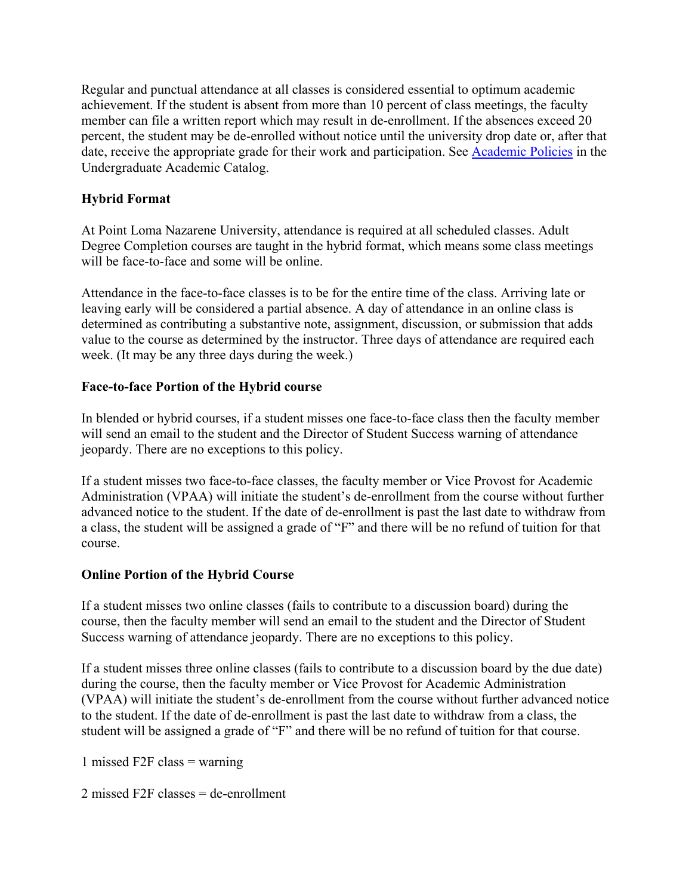Regular and punctual attendance at all classes is considered essential to optimum academic achievement. If the student is absent from more than 10 percent of class meetings, the faculty member can file a written report which may result in de-enrollment. If the absences exceed 20 percent, the student may be de-enrolled without notice until the university drop date or, after that date, receive the appropriate grade for their work and participation. See [Academic Policies](#) in the Undergraduate Academic Catalog.

**Hybrid Format**

At Point Loma Nazarene University, attendance is required at all scheduled classes. Adult Degree Completion courses are taught in the hybrid format, which means some class meetings will be face-to-face and some will be online.

Attendance in the face-to-face classes is to be for the entire time of the class. Arriving late or leaving early will be considered a partial absence. A day of attendance in an online class is determined as contributing a substantive note, assignment, discussion, or submission that adds value to the course as determined by the instructor. Three days of attendance are required each week. (It may be any three days during the week.)

**Face-to-face Portion of the Hybrid course**

In blended or hybrid courses, if a student misses one face-to-face class then the faculty member will send an email to the student and the Director of Student Success warning of attendance jeopardy. There are no exceptions to this policy.

If a student misses two face-to-face classes, the faculty member or Vice Provost for Academic Administration (VPAA) will initiate the student's de-enrollment from the course without further advanced notice to the student. If the date of de-enrollment is past the last date to withdraw from a class, the student will be assigned a grade of "F" and there will be no refund of tuition for that course.

**Online Portion of the Hybrid Course**

If a student misses two online classes (fails to contribute to a discussion board) during the course, then the faculty member will send an email to the student and the Director of Student Success warning of attendance jeopardy. There are no exceptions to this policy.

If a student misses three online classes (fails to contribute to a discussion board by the due date) during the course, then the faculty member or Vice Provost for Academic Administration (VPAA) will initiate the student's de-enrollment from the course without further advanced notice to the student. If the date of de-enrollment is past the last date to withdraw from a class, the student will be assigned a grade of "F" and there will be no refund of tuition for that course.

1 missed F2F class = warning

2 missed F2F classes = de-enrollment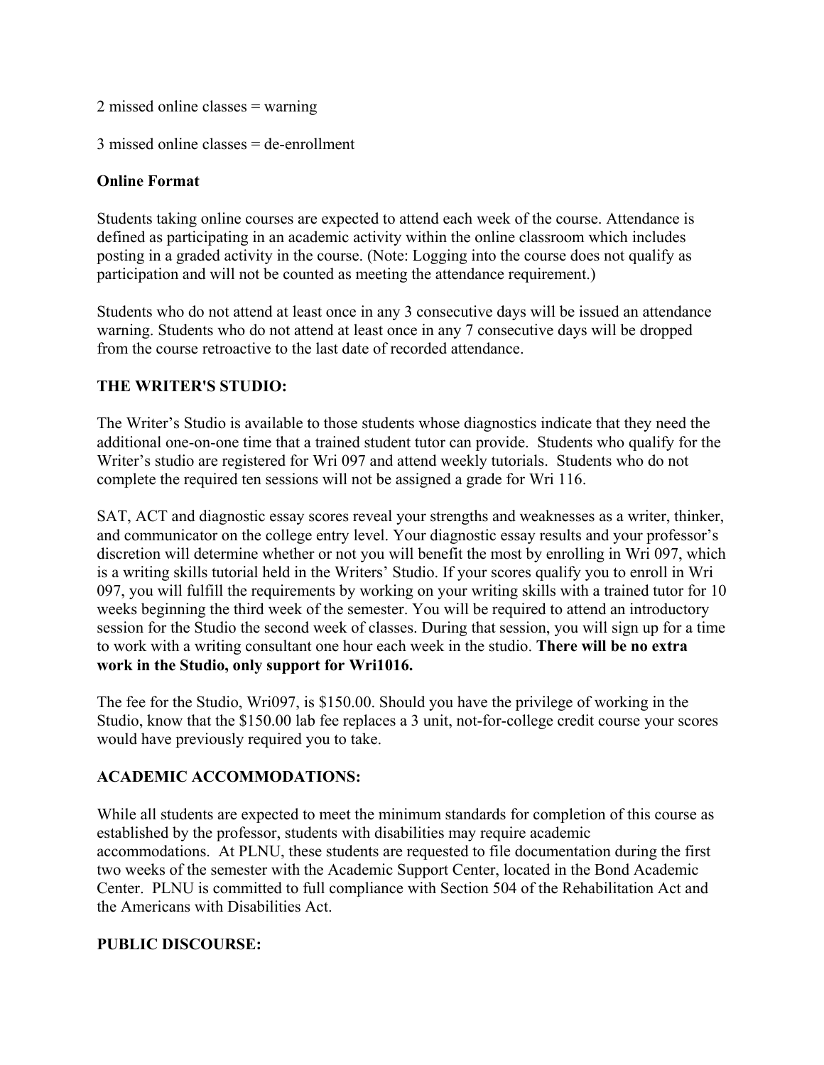2 missed online classes = warning

3 missed online classes = de-enrollment

**Online Format**

Students taking online courses are expected to attend each week of the course. Attendance is defined as participating in an academic activity within the online classroom which includes posting in a graded activity in the course. (Note: Logging into the course does not qualify as participation and will not be counted as meeting the attendance requirement.)

Students who do not attend at least once in any 3 consecutive days will be issued an attendance warning. Students who do not attend at least once in any 7 consecutive days will be dropped from the course retroactive to the last date of recorded attendance.

**THE WRITER'S STUDIO:**

The Writer's Studio is available to those students whose diagnostics indicate that they need the additional one-on-one time that a trained student tutor can provide. Students who qualify for the Writer's studio are registered for Wri 097 and attend weekly tutorials. Students who do not complete the required ten sessions will not be assigned a grade for Wri 116.

SAT, ACT and diagnostic essay scores reveal your strengths and weaknesses as a writer, thinker, and communicator on the college entry level. Your diagnostic essay results and your professor's discretion will determine whether or not you will benefit the most by enrolling in Wri 097, which is a writing skills tutorial held in the Writers' Studio. If your scores qualify you to enroll in Wri 097, you will fulfill the requirements by working on your writing skills with a trained tutor for 10 weeks beginning the third week of the semester. You will be required to attend an introductory session for the Studio the second week of classes. During that session, you will sign up for a time to work with a writing consultant one hour each week in the studio. **There will be no extra work in the Studio, only support for Wri1016.**

The fee for the Studio, Wri097, is $150.00. Should you have the privilege of working in the Studio, know that the $150.00 lab fee replaces a 3 unit, not-for-college credit course your scores would have previously required you to take.

**ACADEMIC ACCOMMODATIONS:**

While all students are expected to meet the minimum standards for completion of this course as established by the professor, students with disabilities may require academic accommodations. At PLNU, these students are requested to file documentation during the first two weeks of the semester with the Academic Support Center, located in the Bond Academic Center. PLNU is committed to full compliance with Section 504 of the Rehabilitation Act and the Americans with Disabilities Act.

**PUBLIC DISCOURSE:**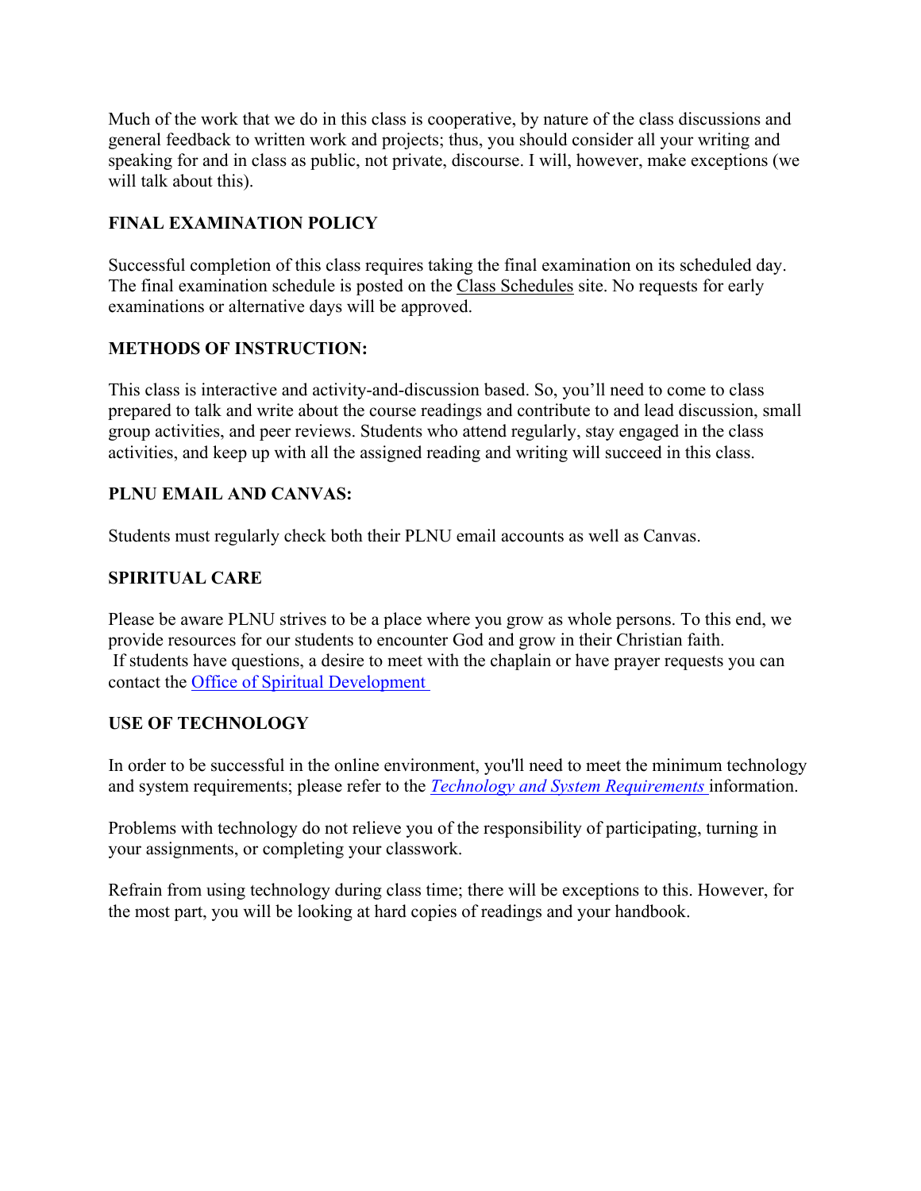Much of the work that we do in this class is cooperative, by nature of the class discussions and general feedback to written work and projects; thus, you should consider all your writing and speaking for and in class as public, not private, discourse. I will, however, make exceptions (we will talk about this).

## FINAL EXAMINATION POLICY

Successful completion of this class requires taking the final examination on its scheduled day. The final examination schedule is posted on the Class Schedules site. No requests for early examinations or alternative days will be approved.

## METHODS OF INSTRUCTION:

This class is interactive and activity-and-discussion based. So, you'll need to come to class prepared to talk and write about the course readings and contribute to and lead discussion, small group activities, and peer reviews. Students who attend regularly, stay engaged in the class activities, and keep up with all the assigned reading and writing will succeed in this class.

## PLNU EMAIL AND CANVAS:

Students must regularly check both their PLNU email accounts as well as Canvas.

## SPIRITUAL CARE

Please be aware PLNU strives to be a place where you grow as whole persons. To this end, we provide resources for our students to encounter God and grow in their Christian faith.
If students have questions, a desire to meet with the chaplain or have prayer requests you can contact the Office of Spiritual Development

## USE OF TECHNOLOGY

In order to be successful in the online environment, you'll need to meet the minimum technology and system requirements; please refer to the *Technology and System Requirements* information.

Problems with technology do not relieve you of the responsibility of participating, turning in your assignments, or completing your classwork.

Refrain from using technology during class time; there will be exceptions to this. However, for the most part, you will be looking at hard copies of readings and your handbook.